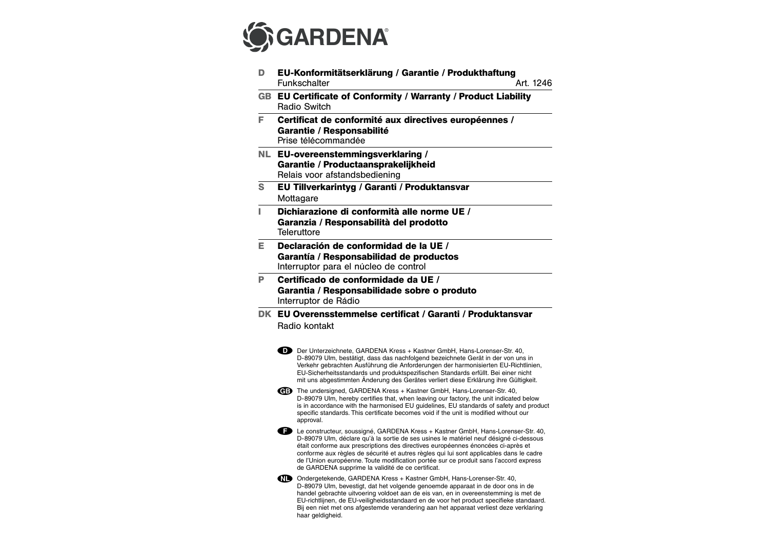# GARDENA®

**D** **EU-Konformitätserklärung / Garantie / Produkthaftung**
Funkschalter — Art. 1246

**GB** **EU Certificate of Conformity / Warranty / Product Liability**
Radio Switch

**F** **Certificat de conformité aux directives européennes / Garantie / Responsabilité**
Prise télécommandée

**NL** **EU-overeenstemmingsverklaring / Garantie / Productaansprakelijkheid**
Relais voor afstandsbediening

**S** **EU Tillverkarintyg / Garanti / Produktansvar**
Mottagare

**I** **Dichiarazione di conformità alle norme UE / Garanzia / Responsabilità del prodotto**
Teleruttore

**E** **Declaración de conformidad de la UE / Garantía / Responsabilidad de productos**
Interruptor para el núcleo de control

**P** **Certificado de conformidade da UE / Garantia / Responsabilidade sobre o produto**
Interruptor de Rádio

**DK** **EU Overensstemmelse certificat / Garanti / Produktansvar**
Radio kontakt

**D** Der Unterzeichnete, GARDENA Kress + Kastner GmbH, Hans-Lorenser-Str. 40, D-89079 Ulm, bestätigt, dass das nachfolgend bezeichnete Gerät in der von uns in Verkehr gebrachten Ausführung die Anforderungen der harmonisierten EU-Richtlinien, EU-Sicherheitsstandards und produktspezifischen Standards erfüllt. Bei einer nicht mit uns abgestimmten Änderung des Gerätes verliert diese Erklärung ihre Gültigkeit.

**GB** The undersigned, GARDENA Kress + Kastner GmbH, Hans-Lorenser-Str. 40, D-89079 Ulm, hereby certifies that, when leaving our factory, the unit indicated below is in accordance with the harmonised EU guidelines, EU standards of safety and product specific standards. This certificate becomes void if the unit is modified without our approval.

**F** Le constructeur, soussigné, GARDENA Kress + Kastner GmbH, Hans-Lorenser-Str. 40, D-89079 Ulm, déclare qu'à la sortie de ses usines le matériel neuf désigné ci-dessous était conforme aux prescriptions des directives européennes énoncées ci-après et conforme aux règles de sécurité et autres règles qui lui sont applicables dans le cadre de l'Union européenne. Toute modification portée sur ce produit sans l'accord express de GARDENA supprime la validité de ce certificat.

**NL** Ondergetekende, GARDENA Kress + Kastner GmbH, Hans-Lorenser-Str. 40, D-89079 Ulm, bevestigt, dat het volgende genoemde apparaat in de door ons in de handel gebrachte uitvoering voldoet aan de eis van, en in overeenstemming is met de EU-richtlijnen, de EU-veiligheidsstandaard en de voor het product specifieke standaard. Bij een niet met ons afgestemde verandering aan het apparaat verliest deze verklaring haar geldigheid.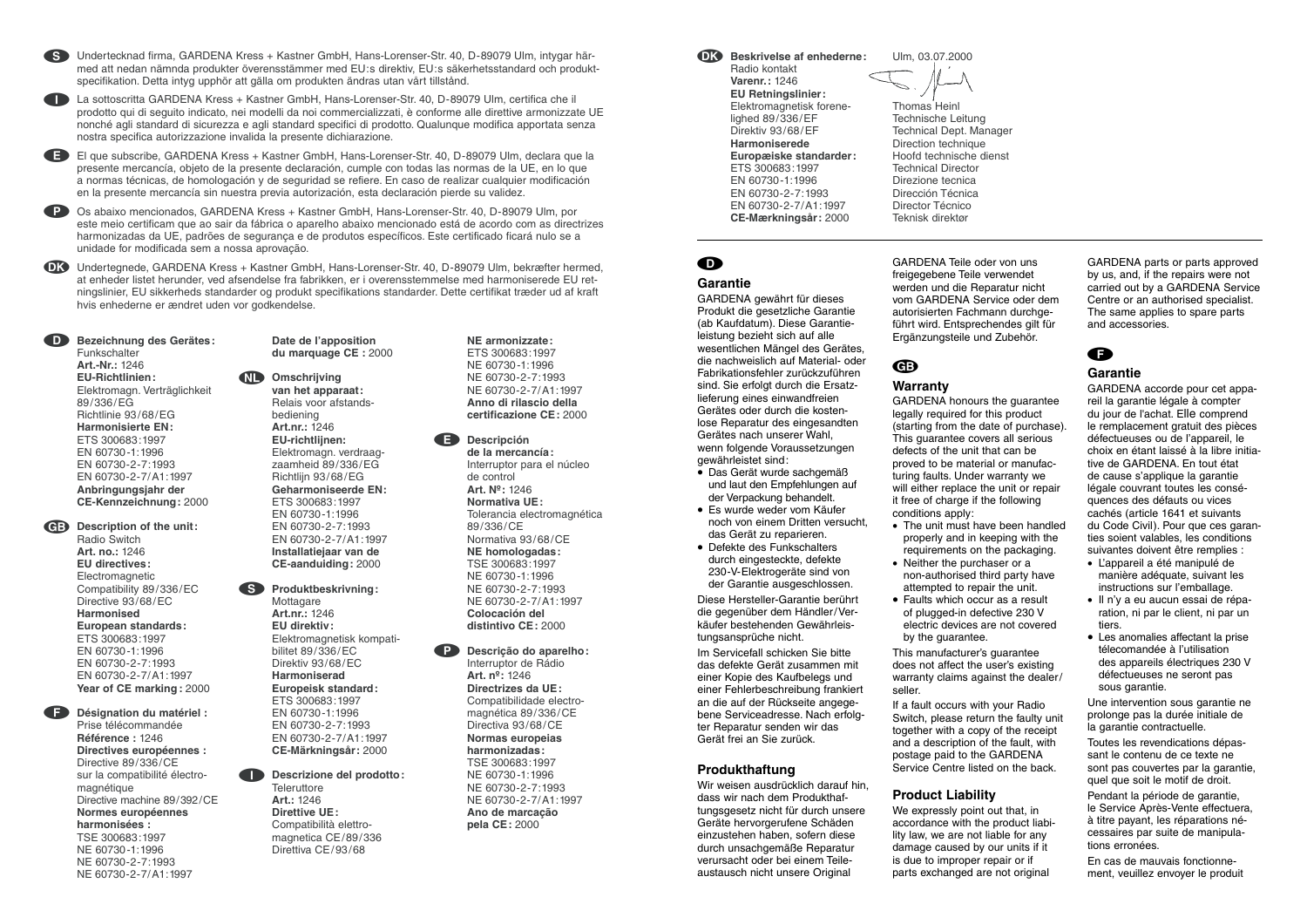**S** Undertecknad firma, GARDENA Kress + Kastner GmbH, Hans-Lorenser-Str. 40, D-89079 Ulm, intygar härmed att nedan nämnda produkter överensstämmer med EU:s direktiv, EU:s säkerhetsstandard och produktspecifikation. Detta intyg upphör att gälla om produkten ändras utan vårt tillstånd.

**I** La sottoscritta GARDENA Kress + Kastner GmbH, Hans-Lorenser-Str. 40, D-89079 Ulm, certifica che il prodotto qui di seguito indicato, nei modelli da noi commercializzati, è conforme alle direttive armonizzate UE nonché agli standard di sicurezza e agli standard specifici di prodotto. Qualunque modifica apportata senza nostra specifica autorizzazione invalida la presente dichiarazione.

**E** El que subscribe, GARDENA Kress + Kastner GmbH, Hans-Lorenser-Str. 40, D-89079 Ulm, declara que la presente mercancía, objeto de la presente declaración, cumple con todas las normas de la UE, en lo que a normas técnicas, de homologación y de seguridad se refiere. En caso de realizar cualquier modificación en la presente mercancía sin nuestra previa autorización, esta declaración pierde su validez.

**P** Os abaixo mencionados, GARDENA Kress + Kastner GmbH, Hans-Lorenser-Str. 40, D-89079 Ulm, por este meio certificam que ao sair da fábrica o aparelho abaixo mencionado está de acordo com as directrizes harmonizadas da UE, padrões de segurança e de produtos específicos. Este certificado ficará nulo se a unidade for modificada sem a nossa aprovação.

**DK** Undertegnede, GARDENA Kress + Kastner GmbH, Hans-Lorenser-Str. 40, D-89079 Ulm, bekræfter hermed, at enheder listet herunder, ved afsendelse fra fabrikken, er i overensstemmelse med harmoniserede EU retningslinier, EU sikkerheds standarder og produkt specifikations standarder. Dette certifikat træder ud af kraft hvis enhederne er ændret uden vor godkendelse.

**D** **Bezeichnung des Gerätes:**
Funkschalter
**Art.-Nr.:** 1246
**EU-Richtlinien:**
Elektromagn. Verträglichkeit 89/336/EG
Richtlinie 93/68/EG
**Harmonisierte EN:**
ETS 300683:1997
EN 60730-1:1996
EN 60730-2-7:1993
EN 60730-2-7/A1:1997
**Anbringungsjahr der CE-Kennzeichnung:** 2000

**GB** **Description of the unit:**
Radio Switch
**Art. no.:** 1246
**EU directives:**
Electromagnetic Compatibility 89/336/EC
Directive 93/68/EC
**Harmonised European standards:**
ETS 300683:1997
EN 60730-1:1996
EN 60730-2-7:1993
EN 60730-2-7/A1:1997
**Year of CE marking:** 2000

**F** **Désignation du matériel :**
Prise télécommandée
**Référence :** 1246
**Directives européennes :**
Directive 89/336/CE sur la compatibilité électromagnétique
Directive machine 89/392/CE
**Normes européennes harmonisées :**
TSE 300683:1997
NE 60730-1:1996
NE 60730-2-7:1993
NE 60730-2-7/A1:1997
**Date de l'apposition du marquage CE :** 2000

**NL** **Omschrijving van het apparaat:**
Relais voor afstandsbediening
**Art.nr.:** 1246
**EU-richtlijnen:**
Elektromagn. verdraagzaamheid 89/336/EG
Richtlijn 93/68/EG
**Geharmoniseerde EN:**
ETS 300683:1997
EN 60730-1:1996
EN 60730-2-7:1993
EN 60730-2-7/A1:1997
**Installatiejaar van de CE-aanduiding:** 2000

**S** **Produktbeskrivning:**
Mottagare
**Art.nr.:** 1246
**EU direktiv:**
Elektromagnetisk kompatibilitet 89/336/EC
Direktiv 93/68/EC
**Harmoniserad Europeisk standard:**
ETS 300683:1997
EN 60730-1:1996
EN 60730-2-7:1993
EN 60730-2-7/A1:1997
**CE-Märkningsår:** 2000

**I** **Descrizione del prodotto:**
Teleruttore
**Art.:** 1246
**Direttive UE:**
Compatibilità elettromagnetica CE/89/336
Direttiva CE/93/68
**NE armonizzate:**
ETS 300683:1997
NE 60730-1:1996
NE 60730-2-7:1993
NE 60730-2-7/A1:1997
**Anno di rilascio della certificazione CE:** 2000

**E** **Descripción de la mercancía:**
Interruptor para el núcleo de control
**Art. Nº:** 1246
**Normativa UE:**
Tolerancia electromagnética 89/336/CE
Normativa 93/68/CE
**NE homologadas:**
TSE 300683:1997
NE 60730-1:1996
NE 60730-2-7:1993
NE 60730-2-7/A1:1997
**Colocación del distintivo CE:** 2000

**P** **Descrição do aparelho:**
Interruptor de Rádio
**Art. nº:** 1246
**Directrizes da UE:**
Compatibilidade electromagnética 89/336/CE
Directiva 93/68/CE
**Normas europeias harmonizadas:**
TSE 300683:1997
NE 60730-1:1996
NE 60730-2-7:1993
NE 60730-2-7/A1:1997
**Ano de marcação pela CE:** 2000

**DK** **Beskrivelse af enhederne:**
Radio kontakt
**Varenr.:** 1246
**EU Retningslinier:**
Elektromagnetisk forenelighed 89/336/EF
Direktiv 93/68/EF
**Harmoniserede Europæiske standarder:**
ETS 300683:1997
EN 60730-1:1996
EN 60730-2-7:1993
EN 60730-2-7/A1:1997
**CE-Mærkningsår:** 2000

Ulm, 03.07.2000

Thomas Heinl
Technische Leitung
Technical Dept. Manager
Direction technique
Hoofd technische dienst
Technical Director
Direzione tecnica
Dirección Técnica
Director Técnico
Teknisk direktør

---

**D**

## Garantie

GARDENA gewährt für dieses Produkt die gesetzliche Garantie (ab Kaufdatum). Diese Garantieleistung bezieht sich auf alle wesentlichen Mängel des Gerätes, die nachweislich auf Material- oder Fabrikationsfehler zurückzuführen sind. Sie erfolgt durch die Ersatzlieferung eines einwandfreien Gerätes oder durch die kostenlose Reparatur des eingesandten Gerätes nach unserer Wahl, wenn folgende Voraussetzungen gewährleistet sind:

- Das Gerät wurde sachgemäß und laut den Empfehlungen auf der Verpackung behandelt.
- Es wurde weder vom Käufer noch von einem Dritten versucht, das Gerät zu reparieren.
- Defekte des Funkschalters durch eingesteckte, defekte 230-V-Elektrogeräte sind von der Garantie ausgeschlossen.

Diese Hersteller-Garantie berührt die gegenüber dem Händler/Verkäufer bestehenden Gewährleistungsansprüche nicht.

Im Servicefall schicken Sie bitte das defekte Gerät zusammen mit einer Kopie des Kaufbelegs und einer Fehlerbeschreibung frankiert an die auf der Rückseite angegebene Serviceadresse. Nach erfolgter Reparatur senden wir das Gerät frei an Sie zurück.

## Produkthaftung

Wir weisen ausdrücklich darauf hin, dass wir nach dem Produkthaftungsgesetz nicht für durch unsere Geräte hervorgerufene Schäden einzustehen haben, sofern diese durch unsachgemäße Reparatur verursacht oder bei einem Teileaustausch nicht unsere Original GARDENA Teile oder von uns freigegebene Teile verwendet werden und die Reparatur nicht vom GARDENA Service oder dem autorisierten Fachmann durchgeführt wird. Entsprechendes gilt für Ergänzungsteile und Zubehör.

**GB**

## Warranty

GARDENA honours the guarantee legally required for this product (starting from the date of purchase). This guarantee covers all serious defects of the unit that can be proved to be material or manufacturing faults. Under warranty we will either replace the unit or repair it free of charge if the following conditions apply:

- The unit must have been handled properly and in keeping with the requirements on the packaging.
- Neither the purchaser or a non-authorised third party have attempted to repair the unit.
- Faults which occur as a result of plugged-in defective 230 V electric devices are not covered by the guarantee.

This manufacturer's guarantee does not affect the user's existing warranty claims against the dealer/seller.

If a fault occurs with your Radio Switch, please return the faulty unit together with a copy of the receipt and a description of the fault, with postage paid to the GARDENA Service Centre listed on the back.

## Product Liability

We expressly point out that, in accordance with the product liability law, we are not liable for any damage caused by our units if it is due to improper repair or if parts exchanged are not original GARDENA parts or parts approved by us, and, if the repairs were not carried out by a GARDENA Service Centre or an authorised specialist. The same applies to spare parts and accessories.

**F**

## Garantie

GARDENA accorde pour cet appareil la garantie légale à compter du jour de l'achat. Elle comprend le remplacement gratuit des pièces défectueuses ou de l'appareil, le choix en étant laissé à la libre initiative de GARDENA. En tout état de cause s'applique la garantie légale couvrant toutes les conséquences des défauts ou vices cachés (article 1641 et suivants du Code Civil). Pour que ces garanties soient valables, les conditions suivantes doivent être remplies :

- L'appareil a été manipulé de manière adéquate, suivant les instructions sur l'emballage.
- Il n'y a eu aucun essai de réparation, ni par le client, ni par un tiers.
- Les anomalies affectant la prise télecomandée à l'utilisation des appareils électriques 230 V défectueuses ne seront pas sous garantie.

Une intervention sous garantie ne prolonge pas la durée initiale de la garantie contractuelle.

Toutes les revendications dépassant le contenu de ce texte ne sont pas couvertes par la garantie, quel que soit le motif de droit.

Pendant la période de garantie, le Service Après-Vente effectuera, à titre payant, les réparations nécessaires par suite de manipulations erronées.

En cas de mauvais fonctionnement, veuillez envoyer le produit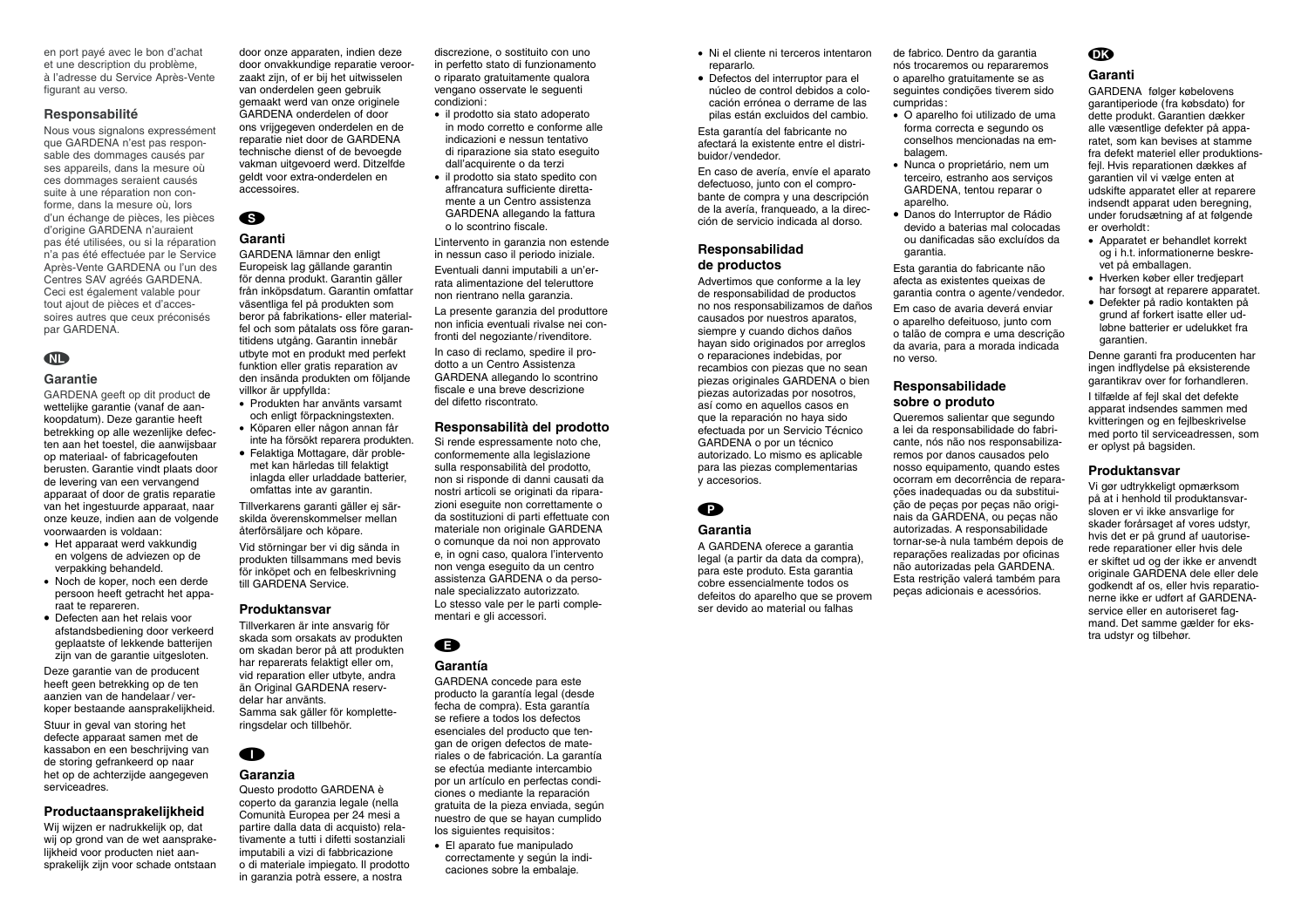en port payé avec le bon d'achat et une description du problème, à l'adresse du Service Après-Vente figurant au verso.

### Responsabilité

Nous vous signalons expressément que GARDENA n'est pas responsable des dommages causés par ses appareils, dans la mesure où ces dommages seraient causés suite à une réparation non conforme, dans la mesure où, lors d'un échange de pièces, les pièces d'origine GARDENA n'auraient pas été utilisées, ou si la réparation n'a pas été effectuée par le Service Après-Vente GARDENA ou l'un des Centres SAV agréés GARDENA. Ceci est également valable pour tout ajout de pièces et d'accessoires autres que ceux préconisés par GARDENA.

## NL

### Garantie

GARDENA geeft op dit product de wettelijke garantie (vanaf de aankoopdatum). Deze garantie heeft betrekking op alle wezenlijke defecten aan het toestel, die aanwijsbaar op materiaal- of fabricagefouten berusten. Garantie vindt plaats door de levering van een vervangend apparaat of door de gratis reparatie van het ingestuurde apparaat, naar onze keuze, indien aan de volgende voorwaarden is voldaan:

- Het apparaat werd vakkundig en volgens de adviezen op de verpakking behandeld.
- Noch de koper, noch een derde persoon heeft getracht het apparaat te repareren.
- Defecten aan het relais voor afstandsbediening door verkeerd geplaatste of lekkende batterijen zijn van de garantie uitgesloten.

Deze garantie van de producent heeft geen betrekking op de ten aanzien van de handelaar / verkoper bestaande aansprakelijkheid.

Stuur in geval van storing het defecte apparaat samen met de kassabon en een beschrijving van de storing gefrankeerd op naar het op de achterzijde aangegeven serviceadres.

### Productaansprakelijkheid

Wij wijzen er nadrukkelijk op, dat wij op grond van de wet aansprakelijkheid voor producten niet aansprakelijk zijn voor schade ontstaan door onze apparaten, indien deze door onvakkundige reparatie veroorzaakt zijn, of er bij het uitwisselen van onderdelen geen gebruik gemaakt werd van onze originele GARDENA onderdelen of door ons vrijgegeven onderdelen en de reparatie niet door de GARDENA technische dienst of de bevoegde vakman uitgevoerd werd. Ditzelfde geldt voor extra-onderdelen en accessoires.

## S

### Garanti

GARDENA lämnar den enligt Europeisk lag gällande garantin för denna produkt. Garantin gäller från inköpsdatum. Garantin omfattar väsentliga fel på produkten som beror på fabrikations- eller materialfel och som påtalats oss före garantitidens utgång. Garantin innebär utbyte mot en produkt med perfekt funktion eller gratis reparation av den insända produkten om följande villkor är uppfyllda:

- Produkten har använts varsamt och enligt förpackningstexten.
- Köparen eller någon annan får inte ha försökt reparera produkten.
- Felaktiga Mottagare, där problemet kan härledas till felaktigt inlagda eller urladdade batterier, omfattas inte av garantin.

Tillverkarens garanti gäller ej särskilda överenskommelser mellan återförsäljare och köpare.

Vid störningar ber vi dig sända in produkten tillsammans med bevis för inköpet och en felbeskrivning till GARDENA Service.

### Produktansvar

Tillverkaren är inte ansvarig för skada som orsakats av produkten om skadan beror på att produkten har reparerats felaktigt eller om, vid reparation eller utbyte, andra än Original GARDENA reservdelar har använts.
Samma sak gäller för kompletteringsdelar och tillbehör.

## I

### Garanzia

Questo prodotto GARDENA è coperto da garanzia legale (nella Comunità Europea per 24 mesi a partire dalla data di acquisto) relativamente a tutti i difetti sostanziali imputabili a vizi di fabbricazione o di materiale impiegato. Il prodotto in garanzia potrà essere, a nostra discrezione, o sostituito con uno in perfetto stato di funzionamento o riparato gratuitamente qualora vengano osservate le seguenti condizioni:

- il prodotto sia stato adoperato in modo corretto e conforme alle indicazioni e nessun tentativo di riparazione sia stato eseguito dall'acquirente o da terzi
- il prodotto sia stato spedito con affrancatura sufficiente direttamente a un Centro assistenza GARDENA allegando la fattura o lo scontrino fiscale.

L'intervento in garanzia non estende in nessun caso il periodo iniziale.

Eventuali danni imputabili a un'errata alimentazione del teleruttore non rientrano nella garanzia.

La presente garanzia del produttore non inficia eventuali rivalse nei confronti del negoziante / rivenditore.

In caso di reclamo, spedire il prodotto a un Centro Assistenza GARDENA allegando lo scontrino fiscale e una breve descrizione del difetto riscontrato.

### Responsabilità del prodotto

Si rende espressamente noto che, conformemente alla legislazione sulla responsabilità del prodotto, non si risponde di danni causati da nostri articoli se originati da riparazioni eseguite non correttamente o da sostituzioni di parti effettuate con materiale non originale GARDENA o comunque da noi non approvato e, in ogni caso, qualora l'intervento non venga eseguito da un centro assistenza GARDENA o da personale specializzato autorizzato. Lo stesso vale per le parti complementari e gli accessori.

## E

### Garantía

GARDENA concede para este producto la garantía legal (desde fecha de compra). Esta garantía se refiere a todos los defectos esenciales del producto que tengan de origen defectos de materiales o de fabricación. La garantía se efectúa mediante intercambio por un artículo en perfectas condiciones o mediante la reparación gratuita de la pieza enviada, según nuestro de que se hayan cumplido los siguientes requisitos:

- El aparato fue manipulado correctamente y según la indicaciones sobre la embalaje.
- Ni el cliente ni terceros intentaron repararlo.
- Defectos del interruptor para el núcleo de control debidos a colocación errónea o derrame de las pilas están excluidos del cambio.

Esta garantía del fabricante no afectará la existente entre el distribuidor / vendedor.

En caso de avería, envíe el aparato defectuoso, junto con el comprobante de compra y una descripción de la avería, franqueado, a la dirección de servicio indicada al dorso.

### Responsabilidad de productos

Advertimos que conforme a la ley de responsabilidad de productos no nos responsabilizamos de daños causados por nuestros aparatos, siempre y cuando dichos daños hayan sido originados por arreglos o reparaciones indebidas, por recambios con piezas que no sean piezas originales GARDENA o bien piezas autorizadas por nosotros, así como en aquellos casos en que la reparación no haya sido efectuada por un Servicio Técnico GARDENA o por un técnico autorizado. Lo mismo es aplicable para las piezas complementarias y accesorios.

## P

### Garantia

A GARDENA oferece a garantia legal (a partir da data da compra), para este produto. Esta garantia cobre essencialmente todos os defeitos do aparelho que se provem ser devido ao material ou falhas de fabrico. Dentro da garantia nós trocaremos ou repararemos o aparelho gratuitamente se as seguintes condições tiverem sido cumpridas:

- O aparelho foi utilizado de uma forma correcta e segundo os conselhos mencionadas na embalagem.
- Nunca o proprietário, nem um terceiro, estranho aos serviços GARDENA, tentou reparar o aparelho.
- Danos do Interruptor de Rádio devido a baterias mal colocadas ou danificadas são excluídos da garantia.

Esta garantia do fabricante não afecta as existentes queixas de garantia contra o agente / vendedor.

Em caso de avaria deverá enviar o aparelho defeituoso, junto com o talão de compra e uma descrição da avaria, para a morada indicada no verso.

### Responsabilidade sobre o produto

Queremos salientar que segundo a lei da responsabilidade do fabricante, nós não nos responsabilizaremos por danos causados pelo nosso equipamento, quando estes ocorram em decorrência de reparações inadequadas ou da substituição de peças por peças não originais da GARDENA, ou peças não autorizadas. A responsabilidade tornar-se-à nula também depois de reparações realizadas por oficinas não autorizadas pela GARDENA. Esta restrição valerá também para peças adicionais e acessórios.

## DK

### Garanti

GARDENA følger købelovens garantiperiode (fra købsdato) for dette produkt. Garantien dækker alle væsentlige defekter på apparatet, som kan bevises at stamme fra defekt materiel eller produktionsfejl. Hvis reparationen dækkes af garantien vil vi vælge enten at udskifte apparatet eller at reparere indsendt apparat uden beregning, under forudsætning af at følgende er overholdt:

- Apparatet er behandlet korrekt og i h.t. informationerne beskrevet på emballagen.
- Hverken køber eller tredjepart har forsøgt at reparere apparatet.
- Defekter på radio kontakten på grund af forkert isatte eller udløbne batterier er udelukket fra garantien.

Denne garanti fra producenten har ingen indflydelse på eksisterende garantikrav over for forhandleren.

I tilfælde af fejl skal det defekte apparat indsendes sammen med kvitteringen og en fejlbeskrivelse med porto til serviceadressen, som er oplyst på bagsiden.

### Produktansvar

Vi gør udtrykkeligt opmærksom på at i henhold til produktansvarsloven er vi ikke ansvarlige for skader forårsaget af vores udstyr, hvis det er på grund af uautoriserede reparationer eller hvis dele er skiftet ud og der ikke er anvendt originale GARDENA dele eller dele godkendt af os, eller hvis reparationerne ikke er udført af GARDENA-service eller en autoriseret fagmand. Det samme gælder for ekstra udstyr og tilbehør.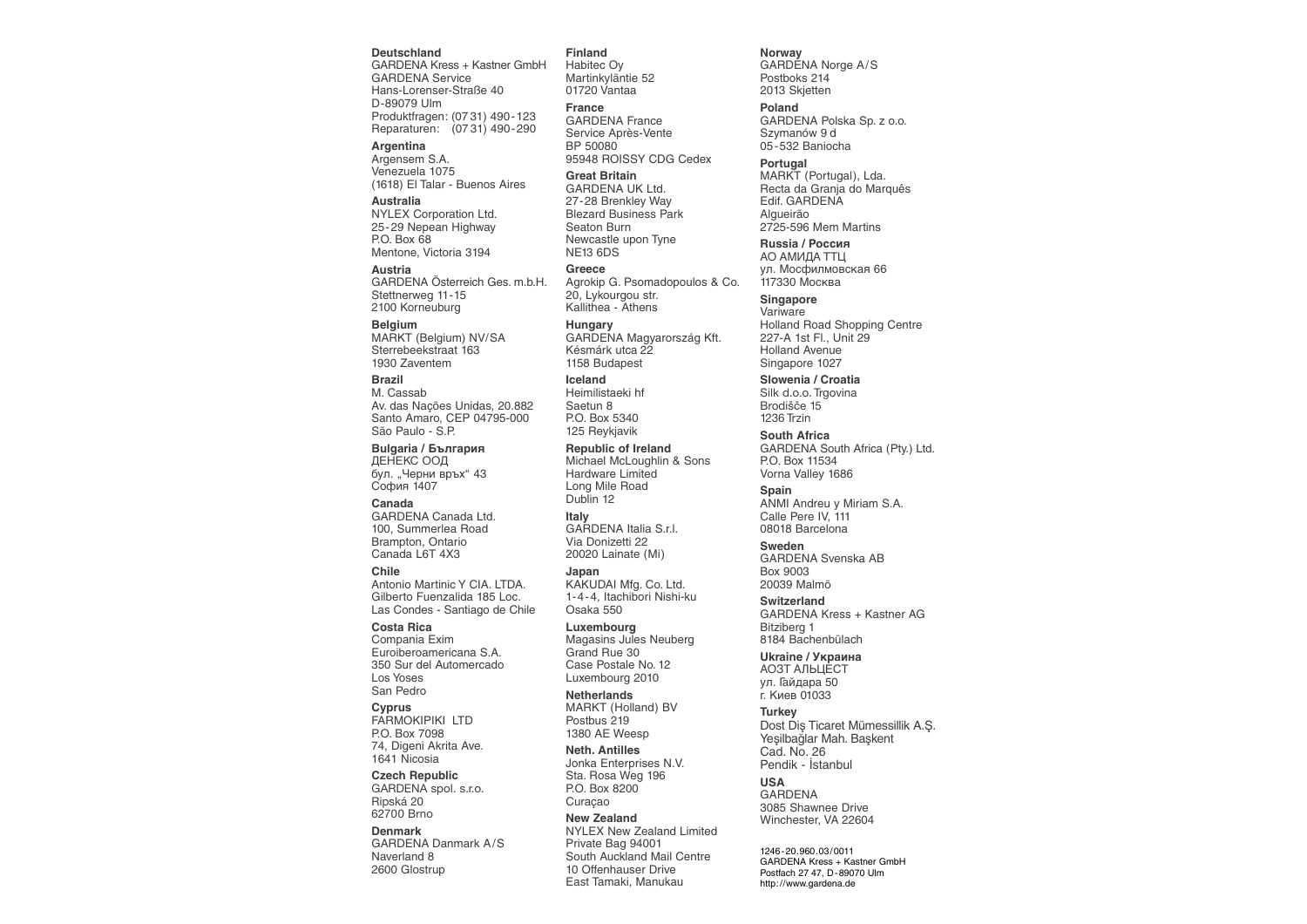**Deutschland**
GARDENA Kress + Kastner GmbH
GARDENA Service
Hans-Lorenser-Straße 40
D-89079 Ulm
Produktfragen: (07 31) 490-123
Reparaturen: (07 31) 490-290

**Argentina**
Argensem S.A.
Venezuela 1075
(1618) El Talar - Buenos Aires

**Australia**
NYLEX Corporation Ltd.
25-29 Nepean Highway
P.O. Box 68
Mentone, Victoria 3194

**Austria**
GARDENA Österreich Ges. m.b.H.
Stettnerweg 11-15
2100 Korneuburg

**Belgium**
MARKT (Belgium) NV/SA
Sterrebeekstraat 163
1930 Zaventem

**Brazil**
M. Cassab
Av. das Nações Unidas, 20.882
Santo Amaro, CEP 04795-000
São Paulo - S.P.

**Bulgaria / България**
ДЕНЕКС ООД
бул. „Черни връх“ 43
София 1407

**Canada**
GARDENA Canada Ltd.
100, Summerlea Road
Brampton, Ontario
Canada L6T 4X3

**Chile**
Antonio Martinic Y CIA. LTDA.
Gilberto Fuenzalida 185 Loc.
Las Condes - Santiago de Chile

**Costa Rica**
Compania Exim
Euroiberoamericana S.A.
350 Sur del Automercado
Los Yoses
San Pedro

**Cyprus**
FARMOKIPIKI LTD
P.O. Box 7098
74, Digeni Akrita Ave.
1641 Nicosia

**Czech Republic**
GARDENA spol. s.r.o.
Ripská 20
62700 Brno

**Denmark**
GARDENA Danmark A/S
Naverland 8
2600 Glostrup

**Finland**
Habitec Oy
Martinkyläntie 52
01720 Vantaa

**France**
GARDENA France
Service Après-Vente
BP 50080
95948 ROISSY CDG Cedex

**Great Britain**
GARDENA UK Ltd.
27-28 Brenkley Way
Blezard Business Park
Seaton Burn
Newcastle upon Tyne
NE13 6DS

**Greece**
Agrokip G. Psomadopoulos & Co.
20, Lykourgou str.
Kallithea - Athens

**Hungary**
GARDENA Magyarország Kft.
Késmárk utca 22
1158 Budapest

**Iceland**
Heimilistaeki hf
Saetun 8
P.O. Box 5340
125 Reykjavik

**Republic of Ireland**
Michael McLoughlin & Sons
Hardware Limited
Long Mile Road
Dublin 12

**Italy**
GARDENA Italia S.r.l.
Via Donizetti 22
20020 Lainate (Mi)

**Japan**
KAKUDAI Mfg. Co. Ltd.
1-4-4, Itachibori Nishi-ku
Osaka 550

**Luxembourg**
Magasins Jules Neuberg
Grand Rue 30
Case Postale No. 12
Luxembourg 2010

**Netherlands**
MARKT (Holland) BV
Postbus 219
1380 AE Weesp

**Neth. Antilles**
Jonka Enterprises N.V.
Sta. Rosa Weg 196
P.O. Box 8200
Curaçao

**New Zealand**
NYLEX New Zealand Limited
Private Bag 94001
South Auckland Mail Centre
10 Offenhauser Drive
East Tamaki, Manukau

**Norway**
GARDENA Norge A/S
Postboks 214
2013 Skjetten

**Poland**
GARDENA Polska Sp. z o.o.
Szymanów 9 d
05-532 Baniocha

**Portugal**
MARKT (Portugal), Lda.
Recta da Granja do Marquês
Edif. GARDENA
Algueirão
2725-596 Mem Martins

**Russia / Россия**
АО АМИДА ТТЦ
ул. Мосфилмовская 66
117330 Москва

**Singapore**
Variware
Holland Road Shopping Centre
227-A 1st Fl., Unit 29
Holland Avenue
Singapore 1027

**Slowenia / Croatia**
Silk d.o.o. Trgovina
Brodišče 15
1236 Trzin

**South Africa**
GARDENA South Africa (Pty.) Ltd.
P.O. Box 11534
Vorna Valley 1686

**Spain**
ANMI Andreu y Miriam S.A.
Calle Pere IV, 111
08018 Barcelona

**Sweden**
GARDENA Svenska AB
Box 9003
20039 Malmö

**Switzerland**
GARDENA Kress + Kastner AG
Bitziberg 1
8184 Bachenbülach

**Ukraine / Украина**
АОЗТ АЛЬЦЕСТ
ул. Гайдара 50
г. Киев 01033

**Turkey**
Dost Diş Ticaret Mümessillik A.Ş.
Yeşilbağlar Mah. Başkent
Cad. No. 26
Pendik - İstanbul

**USA**
GARDENA
3085 Shawnee Drive
Winchester, VA 22604

1246-20.960.03/0011
GARDENA Kress + Kastner GmbH
Postfach 27 47, D-89070 Ulm
http://www.gardena.de